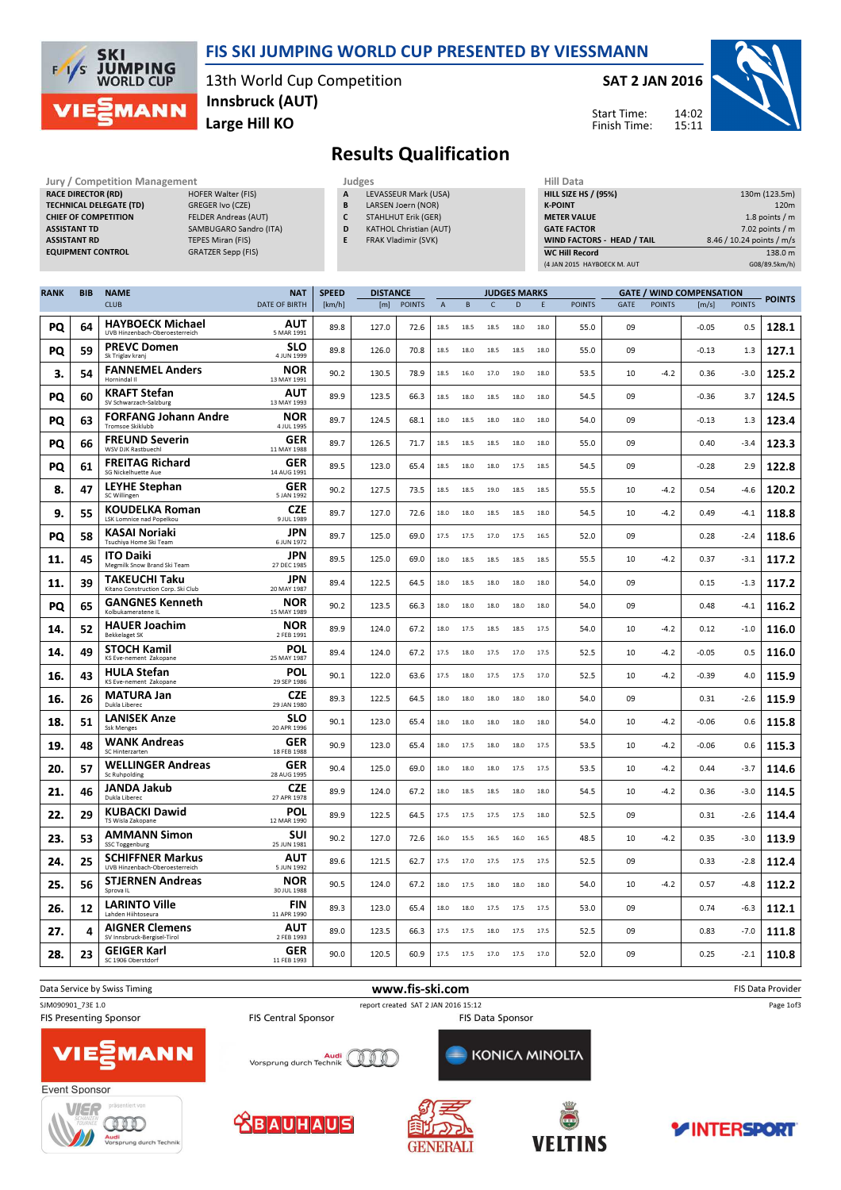# FIS SKI JUMPING WORLD CUP PRESENTED BY VIESSMANN

13th World Cup Competition
Innsbruck (AUT)
Large Hill KO

SAT 2 JAN 2016

Start Time: 14:02
Finish Time: 15:11

## Results Qualification

| Jury / Competition Management | |
|---|---|
| RACE DIRECTOR (RD) | HOFER Walter (FIS) |
| TECHNICAL DELEGATE (TD) | GREGER Ivo (CZE) |
| CHIEF OF COMPETITION | FELDER Andreas (AUT) |
| ASSISTANT TD | SAMBUGARO Sandro (ITA) |
| ASSISTANT RD | TEPES Miran (FIS) |
| EQUIPMENT CONTROL | GRATZER Sepp (FIS) |

| Judges | |
|---|---|
| A | LEVASSEUR Mark (USA) |
| B | LARSEN Joern (NOR) |
| C | STAHLHUT Erik (GER) |
| D | KATHOL Christian (AUT) |
| E | FRAK Vladimir (SVK) |

| Hill Data | |
|---|---|
| HILL SIZE HS / (95%) | 130m (123.5m) |
| K-POINT | 120m |
| METER VALUE | 1.8 points / m |
| GATE FACTOR | 7.02 points / m |
| WIND FACTORS - HEAD / TAIL | 8.46 / 10.24 points / m/s |
| WC Hill Record | 138.0 m |
| (4 JAN 2015 HAYBOECK M. AUT | G08/89.5km/h) |

| RANK | BIB | NAME / CLUB | NAT / DATE OF BIRTH | SPEED [km/h] | DISTANCE [m] | DISTANCE POINTS | A | B | C | D | E | JUDGES POINTS | GATE | GATE POINTS | WIND [m/s] | WIND POINTS | POINTS |
|---|---|---|---|---|---|---|---|---|---|---|---|---|---|---|---|---|---|
| PQ | 64 | HAYBOECK Michael / UVB Hinzenbach-Oberoesterreich | AUT / 5 MAR 1991 | 89.8 | 127.0 | 72.6 | 18.5 | 18.5 | 18.5 | 18.0 | 18.0 | 55.0 | 09 | | -0.05 | 0.5 | 128.1 |
| PQ | 59 | PREVC Domen / Sk Triglav kranj | SLO / 4 JUN 1999 | 89.8 | 126.0 | 70.8 | 18.5 | 18.0 | 18.5 | 18.5 | 18.0 | 55.0 | 09 | | -0.13 | 1.3 | 127.1 |
| 3. | 54 | FANNEMEL Anders / Hornindal Il | NOR / 13 MAY 1991 | 90.2 | 130.5 | 78.9 | 18.5 | 16.0 | 17.0 | 19.0 | 18.0 | 53.5 | 10 | -4.2 | 0.36 | -3.0 | 125.2 |
| PQ | 60 | KRAFT Stefan / SV Schwarzach-Salzburg | AUT / 13 MAY 1993 | 89.9 | 123.5 | 66.3 | 18.5 | 18.0 | 18.5 | 18.0 | 18.0 | 54.5 | 09 | | -0.36 | 3.7 | 124.5 |
| PQ | 63 | FORFANG Johann Andre / Tromsoe Skiklubb | NOR / 4 JUL 1995 | 89.7 | 124.5 | 68.1 | 18.0 | 18.5 | 18.0 | 18.0 | 18.0 | 54.0 | 09 | | -0.13 | 1.3 | 123.4 |
| PQ | 66 | FREUND Severin / WSV DJK Rastbuechl | GER / 11 MAY 1988 | 89.7 | 126.5 | 71.7 | 18.5 | 18.5 | 18.5 | 18.0 | 18.0 | 55.0 | 09 | | 0.40 | -3.4 | 123.3 |
| PQ | 61 | FREITAG Richard / SG Nickelhuette Aue | GER / 14 AUG 1991 | 89.5 | 123.0 | 65.4 | 18.5 | 18.0 | 18.0 | 17.5 | 18.5 | 54.5 | 09 | | -0.28 | 2.9 | 122.8 |
| 8. | 47 | LEYHE Stephan / SC Willingen | GER / 5 JAN 1992 | 90.2 | 127.5 | 73.5 | 18.5 | 18.5 | 19.0 | 18.5 | 18.5 | 55.5 | 10 | -4.2 | 0.54 | -4.6 | 120.2 |
| 9. | 55 | KOUDELKA Roman / LSK Lomnice nad Popelkou | CZE / 9 JUL 1989 | 89.7 | 127.0 | 72.6 | 18.0 | 18.0 | 18.5 | 18.5 | 18.0 | 54.5 | 10 | -4.2 | 0.49 | -4.1 | 118.8 |
| PQ | 58 | KASAI Noriaki / Tsuchiya Home Ski Team | JPN / 6 JUN 1972 | 89.7 | 125.0 | 69.0 | 17.5 | 17.5 | 17.0 | 17.5 | 16.5 | 52.0 | 09 | | 0.28 | -2.4 | 118.6 |
| 11. | 45 | ITO Daiki / Megmilk Snow Brand Ski Team | JPN / 27 DEC 1985 | 89.5 | 125.0 | 69.0 | 18.0 | 18.5 | 18.5 | 18.5 | 18.5 | 55.5 | 10 | -4.2 | 0.37 | -3.1 | 117.2 |
| 11. | 39 | TAKEUCHI Taku / Kitano Construction Corp. Ski Club | JPN / 20 MAY 1987 | 89.4 | 122.5 | 64.5 | 18.0 | 18.5 | 18.0 | 18.0 | 18.0 | 54.0 | 09 | | 0.15 | -1.3 | 117.2 |
| PQ | 65 | GANGNES Kenneth / Kolbukameratene IL | NOR / 15 MAY 1989 | 90.2 | 123.5 | 66.3 | 18.0 | 18.0 | 18.0 | 18.0 | 18.0 | 54.0 | 09 | | 0.48 | -4.1 | 116.2 |
| 14. | 52 | HAUER Joachim / Bekkelaget SK | NOR / 2 FEB 1991 | 89.9 | 124.0 | 67.2 | 18.0 | 17.5 | 18.5 | 18.5 | 17.5 | 54.0 | 10 | -4.2 | 0.12 | -1.0 | 116.0 |
| 14. | 49 | STOCH Kamil / KS Eve-nement Zakopane | POL / 25 MAY 1987 | 89.4 | 124.0 | 67.2 | 17.5 | 18.0 | 17.5 | 17.0 | 17.5 | 52.5 | 10 | -4.2 | -0.05 | 0.5 | 116.0 |
| 16. | 43 | HULA Stefan / KS Eve-nement Zakopane | POL / 29 SEP 1986 | 90.1 | 122.0 | 63.6 | 17.5 | 18.0 | 17.5 | 17.5 | 17.0 | 52.5 | 10 | -4.2 | -0.39 | 4.0 | 115.9 |
| 16. | 26 | MATURA Jan / Dukla Liberec | CZE / 29 JAN 1980 | 89.3 | 122.5 | 64.5 | 18.0 | 18.0 | 18.0 | 18.0 | 18.0 | 54.0 | 09 | | 0.31 | -2.6 | 115.9 |
| 18. | 51 | LANISEK Anze / Ssk Menges | SLO / 20 APR 1996 | 90.1 | 123.0 | 65.4 | 18.0 | 18.0 | 18.0 | 18.0 | 18.0 | 54.0 | 10 | -4.2 | -0.06 | 0.6 | 115.8 |
| 19. | 48 | WANK Andreas / SC Hinterzarten | GER / 18 FEB 1988 | 90.9 | 123.0 | 65.4 | 18.0 | 17.5 | 18.0 | 18.0 | 17.5 | 53.5 | 10 | -4.2 | -0.06 | 0.6 | 115.3 |
| 20. | 57 | WELLINGER Andreas / Sc Ruhpolding | GER / 28 AUG 1995 | 90.4 | 125.0 | 69.0 | 18.0 | 18.0 | 18.0 | 17.5 | 17.5 | 53.5 | 10 | -4.2 | 0.44 | -3.7 | 114.6 |
| 21. | 46 | JANDA Jakub / Dukla Liberec | CZE / 27 APR 1978 | 89.9 | 124.0 | 67.2 | 18.0 | 18.5 | 18.5 | 18.0 | 18.0 | 54.5 | 10 | -4.2 | 0.36 | -3.0 | 114.5 |
| 22. | 29 | KUBACKI Dawid / TS Wisla Zakopane | POL / 12 MAR 1990 | 89.9 | 122.5 | 64.5 | 17.5 | 17.5 | 17.5 | 17.5 | 18.0 | 52.5 | 09 | | 0.31 | -2.6 | 114.4 |
| 23. | 53 | AMMANN Simon / SSC Toggenburg | SUI / 25 JUN 1981 | 90.2 | 127.0 | 72.6 | 16.0 | 15.5 | 16.5 | 16.0 | 16.5 | 48.5 | 10 | -4.2 | 0.35 | -3.0 | 113.9 |
| 24. | 25 | SCHIFFNER Markus / UVB Hinzenbach-Oberoesterreich | AUT / 5 JUN 1992 | 89.6 | 121.5 | 62.7 | 17.5 | 17.0 | 17.5 | 17.5 | 17.5 | 52.5 | 09 | | 0.33 | -2.8 | 112.4 |
| 25. | 56 | STJERNEN Andreas / Sprova IL | NOR / 30 JUL 1988 | 90.5 | 124.0 | 67.2 | 18.0 | 17.5 | 18.0 | 18.0 | 18.0 | 54.0 | 10 | -4.2 | 0.57 | -4.8 | 112.2 |
| 26. | 12 | LARINTO Ville / Lahden Hiihtoseura | FIN / 11 APR 1990 | 89.3 | 123.0 | 65.4 | 18.0 | 18.0 | 17.5 | 17.5 | 17.5 | 53.0 | 09 | | 0.74 | -6.3 | 112.1 |
| 27. | 4 | AIGNER Clemens / SV Innsbruck-Bergisel-Tirol | AUT / 2 FEB 1993 | 89.0 | 123.5 | 66.3 | 17.5 | 17.5 | 18.0 | 17.5 | 17.5 | 52.5 | 09 | | 0.83 | -7.0 | 111.8 |
| 28. | 23 | GEIGER Karl / SC 1906 Oberstdorf | GER / 11 FEB 1993 | 90.0 | 120.5 | 60.9 | 17.5 | 17.5 | 17.0 | 17.5 | 17.0 | 52.0 | 09 | | 0.25 | -2.1 | 110.8 |

Data Service by Swiss Timing — www.fis-ski.com — FIS Data Provider

SJM090901_73E 1.0 — report created SAT 2 JAN 2016 15:12

FIS Presenting Sponsor: VIESSMANN — FIS Central Sponsor: Audi Vorsprung durch Technik — FIS Data Sponsor: KONICA MINOLTA

Event Sponsor: VIER SCHANZEN TOURNEE präsentiert von Audi Vorsprung durch Technik — BAUHAUS — GENERALI — VELTINS — INTERSPORT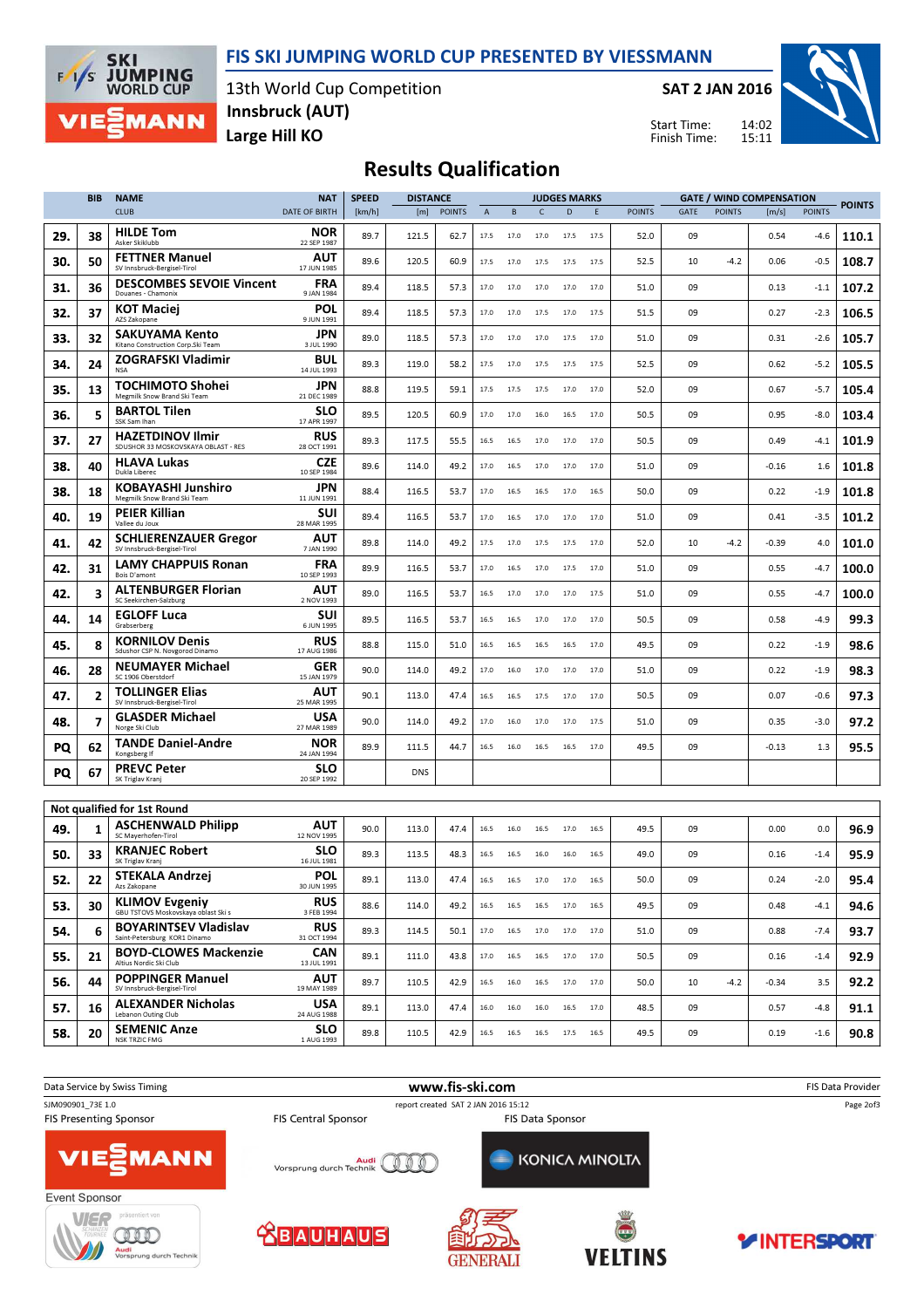# FIS SKI JUMPING WORLD CUP PRESENTED BY VIESSMANN

13th World Cup Competition
Innsbruck (AUT)
Large Hill KO

SAT 2 JAN 2016

Start Time: 14:02
Finish Time: 15:11

## Results Qualification

| | BIB | NAME / CLUB | NAT / DATE OF BIRTH | SPEED [km/h] | DISTANCE [m] | DISTANCE POINTS | A | B | C | D | E | JUDGES POINTS | GATE | GATE POINTS | WIND [m/s] | WIND POINTS | POINTS |
|---|---|---|---|---|---|---|---|---|---|---|---|---|---|---|---|---|---|
| 29. | 38 | **HILDE Tom** Asker Skiklubb | NOR 22 SEP 1987 | 89.7 | 121.5 | 62.7 | 17.5 | 17.0 | 17.0 | 17.5 | 17.5 | 52.0 | 09 | | 0.54 | -4.6 | **110.1** |
| 30. | 50 | **FETTNER Manuel** SV Innsbruck-Bergisel-Tirol | AUT 17 JUN 1985 | 89.6 | 120.5 | 60.9 | 17.5 | 17.0 | 17.5 | 17.5 | 17.5 | 52.5 | 10 | -4.2 | 0.06 | -0.5 | **108.7** |
| 31. | 36 | **DESCOMBES SEVOIE Vincent** Douanes - Chamonix | FRA 9 JAN 1984 | 89.4 | 118.5 | 57.3 | 17.0 | 17.0 | 17.0 | 17.0 | 17.0 | 51.0 | 09 | | 0.13 | -1.1 | **107.2** |
| 32. | 37 | **KOT Maciej** AZS Zakopane | POL 9 JUN 1991 | 89.4 | 118.5 | 57.3 | 17.0 | 17.0 | 17.5 | 17.0 | 17.5 | 51.5 | 09 | | 0.27 | -2.3 | **106.5** |
| 33. | 32 | **SAKUYAMA Kento** Kitano Construction Corp.Ski Team | JPN 3 JUL 1990 | 89.0 | 118.5 | 57.3 | 17.0 | 17.0 | 17.0 | 17.5 | 17.0 | 51.0 | 09 | | 0.31 | -2.6 | **105.7** |
| 34. | 24 | **ZOGRAFSKI Vladimir** NSA | BUL 14 JUL 1993 | 89.3 | 119.0 | 58.2 | 17.5 | 17.0 | 17.5 | 17.5 | 17.5 | 52.5 | 09 | | 0.62 | -5.2 | **105.5** |
| 35. | 13 | **TOCHIMOTO Shohei** Megmilk Snow Brand Ski Team | JPN 21 DEC 1989 | 88.8 | 119.5 | 59.1 | 17.5 | 17.5 | 17.5 | 17.0 | 17.0 | 52.0 | 09 | | 0.67 | -5.7 | **105.4** |
| 36. | 5 | **BARTOL Tilen** SSK Sam Ihan | SLO 17 APR 1997 | 89.5 | 120.5 | 60.9 | 17.0 | 17.0 | 16.0 | 16.5 | 17.0 | 50.5 | 09 | | 0.95 | -8.0 | **103.4** |
| 37. | 27 | **HAZETDINOV Ilmir** SDUSHOR 33 MOSKOVSKAYA OBLAST - RES | RUS 28 OCT 1991 | 89.3 | 117.5 | 55.5 | 16.5 | 16.5 | 17.0 | 17.0 | 17.0 | 50.5 | 09 | | 0.49 | -4.1 | **101.9** |
| 38. | 40 | **HLAVA Lukas** Dukla Liberec | CZE 10 SEP 1984 | 89.6 | 114.0 | 49.2 | 17.0 | 16.5 | 17.0 | 17.0 | 17.0 | 51.0 | 09 | | -0.16 | 1.6 | **101.8** |
| 38. | 18 | **KOBAYASHI Junshiro** Megmilk Snow Brand Ski Team | JPN 11 JUN 1991 | 88.4 | 116.5 | 53.7 | 17.0 | 16.5 | 16.5 | 17.0 | 16.5 | 50.0 | 09 | | 0.22 | -1.9 | **101.8** |
| 40. | 19 | **PEIER Killian** Vallee du Joux | SUI 28 MAR 1995 | 89.4 | 116.5 | 53.7 | 17.0 | 16.5 | 17.0 | 17.0 | 17.0 | 51.0 | 09 | | 0.41 | -3.5 | **101.2** |
| 41. | 42 | **SCHLIERENZAUER Gregor** SV Innsbruck-Bergisel-Tirol | AUT 7 JAN 1990 | 89.8 | 114.0 | 49.2 | 17.5 | 17.0 | 17.5 | 17.5 | 17.0 | 52.0 | 10 | -4.2 | -0.39 | 4.0 | **101.0** |
| 42. | 31 | **LAMY CHAPPUIS Ronan** Bois D'amont | FRA 10 SEP 1993 | 89.9 | 116.5 | 53.7 | 17.0 | 16.5 | 17.0 | 17.5 | 17.0 | 51.0 | 09 | | 0.55 | -4.7 | **100.0** |
| 42. | 3 | **ALTENBURGER Florian** SC Seekirchen-Salzburg | AUT 2 NOV 1993 | 89.0 | 116.5 | 53.7 | 16.5 | 17.0 | 17.0 | 17.0 | 17.5 | 51.0 | 09 | | 0.55 | -4.7 | **100.0** |
| 44. | 14 | **EGLOFF Luca** Grabserberg | SUI 6 JUN 1995 | 89.5 | 116.5 | 53.7 | 16.5 | 16.5 | 17.0 | 17.0 | 17.0 | 50.5 | 09 | | 0.58 | -4.9 | **99.3** |
| 45. | 8 | **KORNILOV Denis** Sdushor CSP N. Novgorod Dinamo | RUS 17 AUG 1986 | 88.8 | 115.0 | 51.0 | 16.5 | 16.5 | 16.5 | 16.5 | 17.0 | 49.5 | 09 | | 0.22 | -1.9 | **98.6** |
| 46. | 28 | **NEUMAYER Michael** SC 1906 Oberstdorf | GER 15 JAN 1979 | 90.0 | 114.0 | 49.2 | 17.0 | 16.0 | 17.0 | 17.0 | 17.0 | 51.0 | 09 | | 0.22 | -1.9 | **98.3** |
| 47. | 2 | **TOLLINGER Elias** SV Innsbruck-Bergisel-Tirol | AUT 25 MAR 1995 | 90.1 | 113.0 | 47.4 | 16.5 | 16.5 | 17.5 | 17.0 | 17.0 | 50.5 | 09 | | 0.07 | -0.6 | **97.3** |
| 48. | 7 | **GLASDER Michael** Norge Ski Club | USA 27 MAR 1989 | 90.0 | 114.0 | 49.2 | 17.0 | 16.0 | 17.0 | 17.0 | 17.5 | 51.0 | 09 | | 0.35 | -3.0 | **97.2** |
| PQ | 62 | **TANDE Daniel-Andre** Kongsberg If | NOR 24 JAN 1994 | 89.9 | 111.5 | 44.7 | 16.5 | 16.0 | 16.5 | 16.5 | 17.0 | 49.5 | 09 | | -0.13 | 1.3 | **95.5** |
| PQ | 67 | **PREVC Peter** SK Triglav Kranj | SLO 20 SEP 1992 | | DNS | | | | | | | | | | | | |

**Not qualified for 1st Round**

| | BIB | NAME / CLUB | NAT / DATE OF BIRTH | SPEED [km/h] | DISTANCE [m] | DISTANCE POINTS | A | B | C | D | E | JUDGES POINTS | GATE | GATE POINTS | WIND [m/s] | WIND POINTS | POINTS |
|---|---|---|---|---|---|---|---|---|---|---|---|---|---|---|---|---|---|
| 49. | 1 | **ASCHENWALD Philipp** SC Mayerhofen-Tirol | AUT 12 NOV 1995 | 90.0 | 113.0 | 47.4 | 16.5 | 16.0 | 16.5 | 17.0 | 16.5 | 49.5 | 09 | | 0.00 | 0.0 | **96.9** |
| 50. | 33 | **KRANJEC Robert** SK Triglav Kranj | SLO 16 JUL 1981 | 89.3 | 113.5 | 48.3 | 16.5 | 16.5 | 16.0 | 16.0 | 16.5 | 49.0 | 09 | | 0.16 | -1.4 | **95.9** |
| 52. | 22 | **STEKALA Andrzej** Azs Zakopane | POL 30 JUN 1995 | 89.1 | 113.0 | 47.4 | 16.5 | 16.5 | 17.0 | 17.0 | 16.5 | 50.0 | 09 | | 0.24 | -2.0 | **95.4** |
| 53. | 30 | **KLIMOV Evgeniy** GBU TSTOVS Moskovskaya oblast Ski s | RUS 3 FEB 1994 | 88.6 | 114.0 | 49.2 | 16.5 | 16.5 | 16.5 | 17.0 | 16.5 | 49.5 | 09 | | 0.48 | -4.1 | **94.6** |
| 54. | 6 | **BOYARINTSEV Vladislav** Saint-Petersburg KOR1 Dinamo | RUS 31 OCT 1994 | 89.3 | 114.5 | 50.1 | 17.0 | 16.5 | 17.0 | 17.0 | 17.0 | 51.0 | 09 | | 0.88 | -7.4 | **93.7** |
| 55. | 21 | **BOYD-CLOWES Mackenzie** Altius Nordic Ski Club | CAN 13 JUL 1991 | 89.1 | 111.0 | 43.8 | 17.0 | 16.5 | 16.5 | 17.0 | 17.0 | 50.5 | 09 | | 0.16 | -1.4 | **92.9** |
| 56. | 44 | **POPPINGER Manuel** SV Innsbruck-Bergisel-Tirol | AUT 19 MAY 1989 | 89.7 | 110.5 | 42.9 | 16.5 | 16.0 | 16.5 | 17.0 | 17.0 | 50.0 | 10 | -4.2 | -0.34 | 3.5 | **92.2** |
| 57. | 16 | **ALEXANDER Nicholas** Lebanon Outing Club | USA 24 AUG 1988 | 89.1 | 113.0 | 47.4 | 16.0 | 16.0 | 16.0 | 16.5 | 17.0 | 48.5 | 09 | | 0.57 | -4.8 | **91.1** |
| 58. | 20 | **SEMENIC Anze** NSK TRZIC FMG | SLO 1 AUG 1993 | 89.8 | 110.5 | 42.9 | 16.5 | 16.5 | 16.5 | 17.5 | 16.5 | 49.5 | 09 | | 0.19 | -1.6 | **90.8** |

Data Service by Swiss Timing — www.fis-ski.com — FIS Data Provider

SJM090901_73E 1.0 — report created SAT 2 JAN 2016 15:12

FIS Presenting Sponsor: VIESSMANN — FIS Central Sponsor: Audi — FIS Data Sponsor: KONICA MINOLTA

Event Sponsor: Vierschanzentournee / Audi, BAUHAUS, GENERALI, VELTINS, INTERSPORT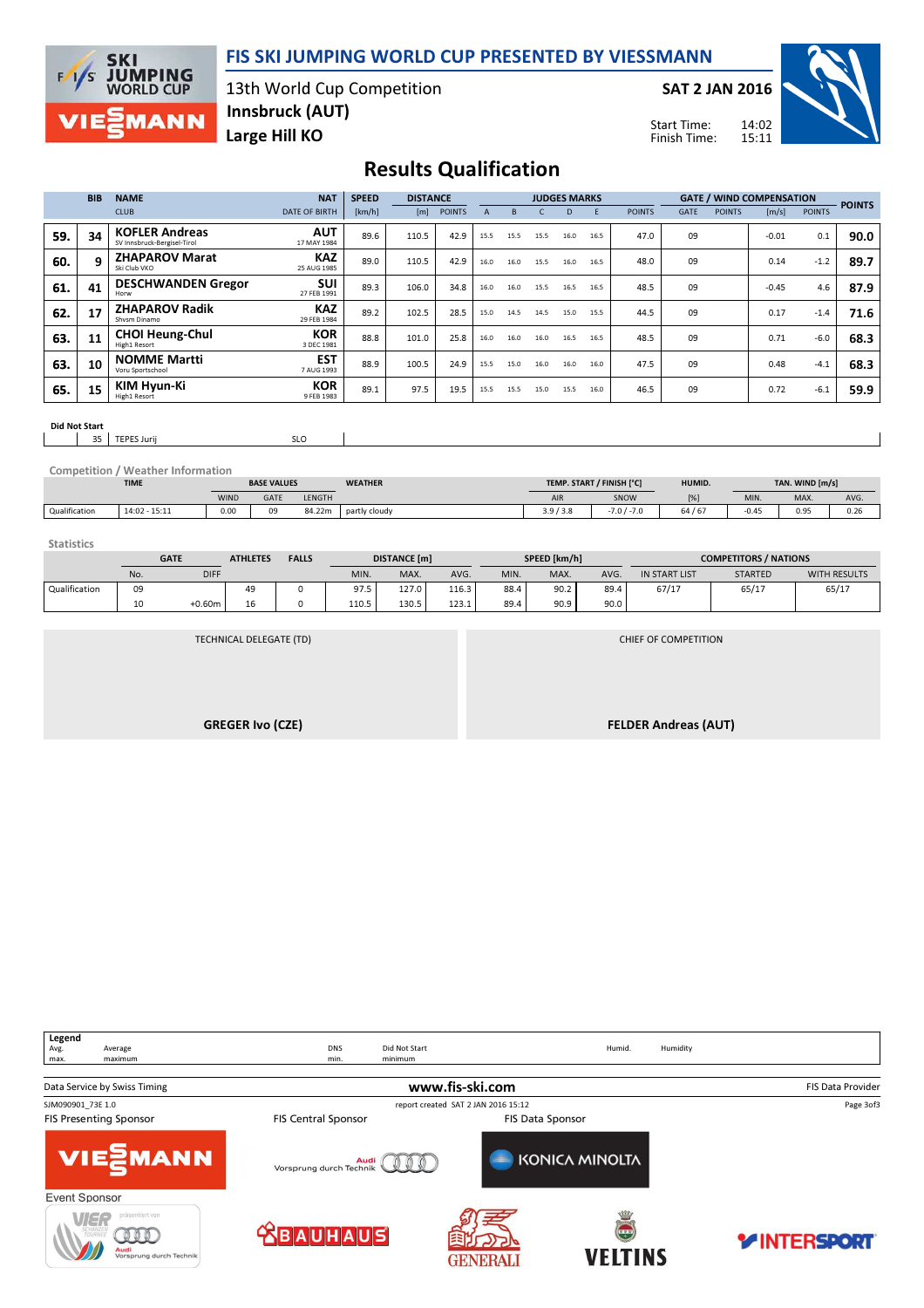# FIS SKI JUMPING WORLD CUP PRESENTED BY VIESSMANN

13th World Cup Competition
Innsbruck (AUT)
Large Hill KO

SAT 2 JAN 2016

Start Time: 14:02
Finish Time: 15:11

## Results Qualification

| | BIB | NAME<br>CLUB | NAT<br>DATE OF BIRTH | SPEED<br>[km/h] | DISTANCE<br>[m] | <br>POINTS | JUDGES MARKS<br>A | <br>B | <br>C | <br>D | <br>E | <br>POINTS | GATE / WIND COMPENSATION<br>GATE | <br>POINTS | <br>[m/s] | <br>POINTS | POINTS |
|---|---|---|---|---|---|---|---|---|---|---|---|---|---|---|---|---|---|
| 59. | 34 | **KOFLER Andreas**<br>SV Innsbruck-Bergisel-Tirol | AUT<br>17 MAY 1984 | 89.6 | 110.5 | 42.9 | 15.5 | 15.5 | 15.5 | 16.0 | 16.5 | 47.0 | 09 | | -0.01 | 0.1 | 90.0 |
| 60. | 9 | **ZHAPAROV Marat**<br>Ski Club VKO | KAZ<br>25 AUG 1985 | 89.0 | 110.5 | 42.9 | 16.0 | 16.0 | 15.5 | 16.0 | 16.5 | 48.0 | 09 | | 0.14 | -1.2 | 89.7 |
| 61. | 41 | **DESCHWANDEN Gregor**<br>Horw | SUI<br>27 FEB 1991 | 89.3 | 106.0 | 34.8 | 16.0 | 16.0 | 15.5 | 16.5 | 16.5 | 48.5 | 09 | | -0.45 | 4.6 | 87.9 |
| 62. | 17 | **ZHAPAROV Radik**<br>Shvsm Dinamo | KAZ<br>29 FEB 1984 | 89.2 | 102.5 | 28.5 | 15.0 | 14.5 | 14.5 | 15.0 | 15.5 | 44.5 | 09 | | 0.17 | -1.4 | 71.6 |
| 63. | 11 | **CHOI Heung-Chul**<br>High1 Resort | KOR<br>3 DEC 1981 | 88.8 | 101.0 | 25.8 | 16.0 | 16.0 | 16.0 | 16.5 | 16.5 | 48.5 | 09 | | 0.71 | -6.0 | 68.3 |
| 63. | 10 | **NOMME Martti**<br>Voru Sportschool | EST<br>7 AUG 1993 | 88.9 | 100.5 | 24.9 | 15.5 | 15.0 | 16.0 | 16.0 | 16.0 | 47.5 | 09 | | 0.48 | -4.1 | 68.3 |
| 65. | 15 | **KIM Hyun-Ki**<br>High1 Resort | KOR<br>9 FEB 1983 | 89.1 | 97.5 | 19.5 | 15.5 | 15.5 | 15.0 | 15.5 | 16.0 | 46.5 | 09 | | 0.72 | -6.1 | 59.9 |

**Did Not Start**

| | | |
|---|---|---|
| 35 | TEPES Jurij | SLO |

### Competition / Weather Information

| | TIME | BASE VALUES WIND | GATE | LENGTH | WEATHER | TEMP. START / FINISH [°C] AIR | SNOW | HUMID. [%] | TAN. WIND [m/s] MIN. | MAX. | AVG. |
|---|---|---|---|---|---|---|---|---|---|---|---|
| Qualification | 14:02 - 15:11 | 0.00 | 09 | 84.22m | partly cloudy | 3.9 / 3.8 | -7.0 / -7.0 | 64 / 67 | -0.45 | 0.95 | 0.26 |

### Statistics

| | GATE No. | DIFF | ATHLETES | FALLS | DISTANCE [m] MIN. | MAX. | AVG. | SPEED [km/h] MIN. | MAX. | AVG. | COMPETITORS / NATIONS IN START LIST | STARTED | WITH RESULTS |
|---|---|---|---|---|---|---|---|---|---|---|---|---|---|
| Qualification | 09 | | 49 | 0 | 97.5 | 127.0 | 116.3 | 88.4 | 90.2 | 89.4 | 67/17 | 65/17 | 65/17 |
| | 10 | +0.60m | 16 | 0 | 110.5 | 130.5 | 123.1 | 89.4 | 90.9 | 90.0 | | | |

TECHNICAL DELEGATE (TD)

**GREGER Ivo (CZE)**

CHIEF OF COMPETITION

**FELDER Andreas (AUT)**

**Legend**

| | | | | | |
|---|---|---|---|---|---|
| Avg. | Average | DNS | Did Not Start | Humid. | Humidity |
| max. | maximum | min. | minimum | | |

Data Service by Swiss Timing — www.fis-ski.com — FIS Data Provider

SJM090901_73E 1.0 — report created SAT 2 JAN 2016 15:12

FIS Presenting Sponsor: VIESSMANN — FIS Central Sponsor: Audi Vorsprung durch Technik — FIS Data Sponsor: KONICA MINOLTA

Event Sponsor: VIERSCHANZENTOURNEE präsentiert von Audi Vorsprung durch Technik, BAUHAUS, GENERALI, VELTINS, INTERSPORT